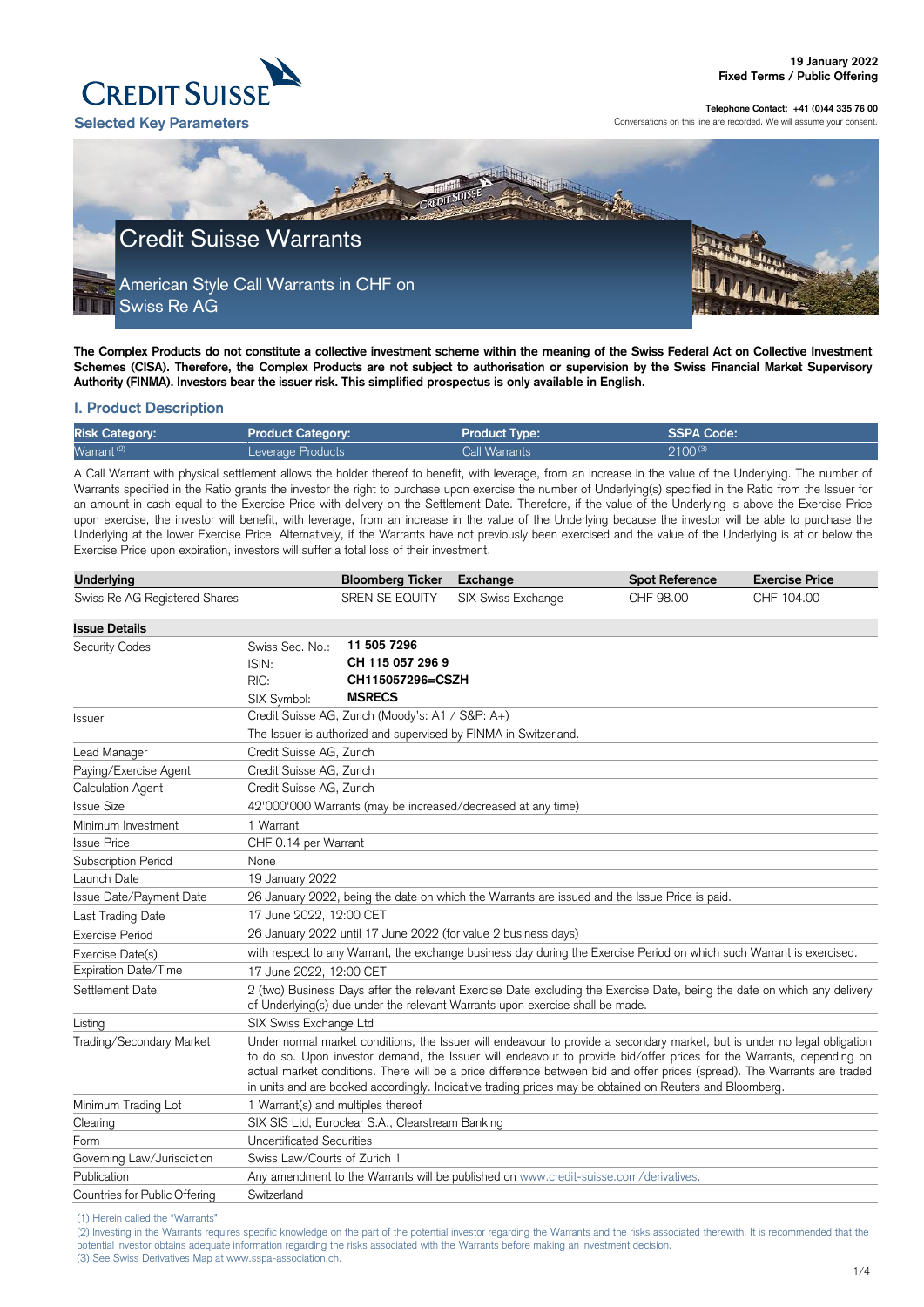19 January 2022
**Fixed Terms / Public Offering**

**Telephone Contact: +41 (0)44 335 76 00**
Conversations on this line are recorded. We will assume your consent.

CREDIT SUISSE

Selected Key Parameters

# Credit Suisse Warrants

## American Style Call Warrants in CHF on Swiss Re AG

**The Complex Products do not constitute a collective investment scheme within the meaning of the Swiss Federal Act on Collective Investment Schemes (CISA). Therefore, the Complex Products are not subject to authorisation or supervision by the Swiss Financial Market Supervisory Authority (FINMA). Investors bear the issuer risk. This simplified prospectus is only available in English.**

## I. Product Description

| Risk Category: | Product Category: | Product Type: | SSPA Code: |
|---|---|---|---|
| Warrant [2] | Leverage Products | Call Warrants | 2100 [3] |

A Call Warrant with physical settlement allows the holder thereof to benefit, with leverage, from an increase in the value of the Underlying. The number of Warrants specified in the Ratio grants the investor the right to purchase upon exercise the number of Underlying(s) specified in the Ratio from the Issuer for an amount in cash equal to the Exercise Price with delivery on the Settlement Date. Therefore, if the value of the Underlying is above the Exercise Price upon exercise, the investor will benefit, with leverage, from an increase in the value of the Underlying because the investor will be able to purchase the Underlying at the lower Exercise Price. Alternatively, if the Warrants have not previously been exercised and the value of the Underlying is at or below the Exercise Price upon expiration, investors will suffer a total loss of their investment.

| Underlying | Bloomberg Ticker | Exchange | Spot Reference | Exercise Price |
|---|---|---|---|---|
| Swiss Re AG Registered Shares | SREN SE EQUITY | SIX Swiss Exchange | CHF 98.00 | CHF 104.00 |

| Issue Details | |
|---|---|
| Security Codes | Swiss Sec. No.: **11 505 7296**<br>ISIN: **CH 115 057 296 9**<br>RIC: **CH115057296=CSZH**<br>SIX Symbol: **MSRECS** |
| Issuer | Credit Suisse AG, Zurich (Moody's: A1 / S&P: A+)<br>The Issuer is authorized and supervised by FINMA in Switzerland. |
| Lead Manager | Credit Suisse AG, Zurich |
| Paying/Exercise Agent | Credit Suisse AG, Zurich |
| Calculation Agent | Credit Suisse AG, Zurich |
| Issue Size | 42'000'000 Warrants (may be increased/decreased at any time) |
| Minimum Investment | 1 Warrant |
| Issue Price | CHF 0.14 per Warrant |
| Subscription Period | None |
| Launch Date | 19 January 2022 |
| Issue Date/Payment Date | 26 January 2022, being the date on which the Warrants are issued and the Issue Price is paid. |
| Last Trading Date | 17 June 2022, 12:00 CET |
| Exercise Period | 26 January 2022 until 17 June 2022 (for value 2 business days) |
| Exercise Date(s) | with respect to any Warrant, the exchange business day during the Exercise Period on which such Warrant is exercised. |
| Expiration Date/Time | 17 June 2022, 12:00 CET |
| Settlement Date | 2 (two) Business Days after the relevant Exercise Date excluding the Exercise Date, being the date on which any delivery of Underlying(s) due under the relevant Warrants upon exercise shall be made. |
| Listing | SIX Swiss Exchange Ltd |
| Trading/Secondary Market | Under normal market conditions, the Issuer will endeavour to provide a secondary market, but is under no legal obligation to do so. Upon investor demand, the Issuer will endeavour to provide bid/offer prices for the Warrants, depending on actual market conditions. There will be a price difference between bid and offer prices (spread). The Warrants are traded in units and are booked accordingly. Indicative trading prices may be obtained on Reuters and Bloomberg. |
| Minimum Trading Lot | 1 Warrant(s) and multiples thereof |
| Clearing | SIX SIS Ltd, Euroclear S.A., Clearstream Banking |
| Form | Uncertificated Securities |
| Governing Law/Jurisdiction | Swiss Law/Courts of Zurich 1 |
| Publication | Any amendment to the Warrants will be published on www.credit-suisse.com/derivatives. |
| Countries for Public Offering | Switzerland |

(1) Herein called the "Warrants".
(2) Investing in the Warrants requires specific knowledge on the part of the potential investor regarding the Warrants and the risks associated therewith. It is recommended that the potential investor obtains adequate information regarding the risks associated with the Warrants before making an investment decision.
(3) See Swiss Derivatives Map at www.sspa-association.ch.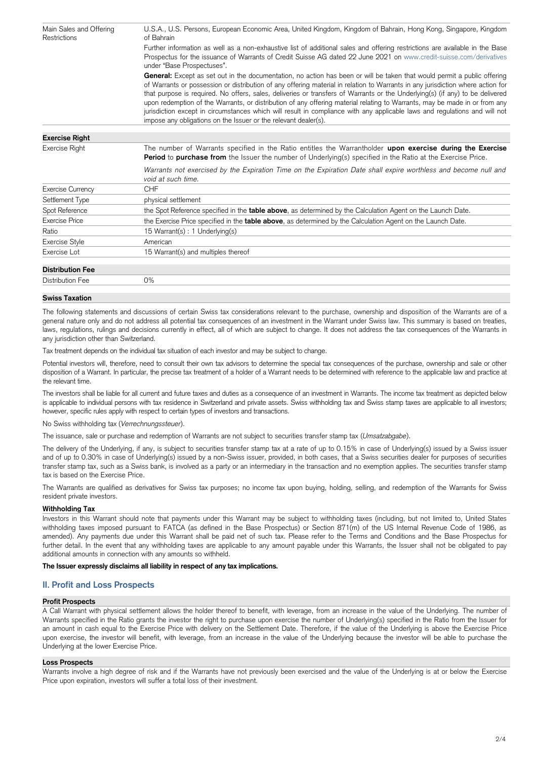| | |
|---|---|
| Main Sales and Offering Restrictions | U.S.A., U.S. Persons, European Economic Area, United Kingdom, Kingdom of Bahrain, Hong Kong, Singapore, Kingdom of Bahrain<br>Further information as well as a non-exhaustive list of additional sales and offering restrictions are available in the Base Prospectus for the issuance of Warrants of Credit Suisse AG dated 22 June 2021 on www.credit-suisse.com/derivatives under "Base Prospectuses".<br>**General:** Except as set out in the documentation, no action has been or will be taken that would permit a public offering of Warrants or possession or distribution of any offering material in relation to Warrants in any jurisdiction where action for that purpose is required. No offers, sales, deliveries or transfers of Warrants or the Underlying(s) (if any) to be delivered upon redemption of the Warrants, or distribution of any offering material relating to Warrants, may be made in or from any jurisdiction except in circumstances which will result in compliance with any applicable laws and regulations and will not impose any obligations on the Issuer or the relevant dealer(s). |

**Exercise Right**

| | |
|---|---|
| Exercise Right | The number of Warrants specified in the Ratio entitles the Warrantholder **upon exercise during the Exercise Period** to **purchase from** the Issuer the number of Underlying(s) specified in the Ratio at the Exercise Price.<br>*Warrants not exercised by the Expiration Time on the Expiration Date shall expire worthless and become null and void at such time.* |
| Exercise Currency | CHF |
| Settlement Type | physical settlement |
| Spot Reference | the Spot Reference specified in the **table above**, as determined by the Calculation Agent on the Launch Date. |
| Exercise Price | the Exercise Price specified in the **table above**, as determined by the Calculation Agent on the Launch Date. |
| Ratio | 15 Warrant(s) : 1 Underlying(s) |
| Exercise Style | American |
| Exercise Lot | 15 Warrant(s) and multiples thereof |

**Distribution Fee**

| | |
|---|---|
| Distribution Fee | 0% |

**Swiss Taxation**

The following statements and discussions of certain Swiss tax considerations relevant to the purchase, ownership and disposition of the Warrants are of a general nature only and do not address all potential tax consequences of an investment in the Warrant under Swiss law. This summary is based on treaties, laws, regulations, rulings and decisions currently in effect, all of which are subject to change. It does not address the tax consequences of the Warrants in any jurisdiction other than Switzerland.

Tax treatment depends on the individual tax situation of each investor and may be subject to change.

Potential investors will, therefore, need to consult their own tax advisors to determine the special tax consequences of the purchase, ownership and sale or other disposition of a Warrant. In particular, the precise tax treatment of a holder of a Warrant needs to be determined with reference to the applicable law and practice at the relevant time.

The investors shall be liable for all current and future taxes and duties as a consequence of an investment in Warrants. The income tax treatment as depicted below is applicable to individual persons with tax residence in Switzerland and private assets. Swiss withholding tax and Swiss stamp taxes are applicable to all investors; however, specific rules apply with respect to certain types of investors and transactions.

No Swiss withholding tax (*Verrechnungssteuer*).

The issuance, sale or purchase and redemption of Warrants are not subject to securities transfer stamp tax (*Umsatzabgabe*).

The delivery of the Underlying, if any, is subject to securities transfer stamp tax at a rate of up to 0.15% in case of Underlying(s) issued by a Swiss issuer and of up to 0.30% in case of Underlying(s) issued by a non-Swiss issuer, provided, in both cases, that a Swiss securities dealer for purposes of securities transfer stamp tax, such as a Swiss bank, is involved as a party or an intermediary in the transaction and no exemption applies. The securities transfer stamp tax is based on the Exercise Price.

The Warrants are qualified as derivatives for Swiss tax purposes; no income tax upon buying, holding, selling, and redemption of the Warrants for Swiss resident private investors.

**Withholding Tax**

Investors in this Warrant should note that payments under this Warrant may be subject to withholding taxes (including, but not limited to, United States withholding taxes imposed pursuant to FATCA (as defined in the Base Prospectus) or Section 871(m) of the US Internal Revenue Code of 1986, as amended). Any payments due under this Warrant shall be paid net of such tax. Please refer to the Terms and Conditions and the Base Prospectus for further detail. In the event that any withholding taxes are applicable to any amount payable under this Warrants, the Issuer shall not be obligated to pay additional amounts in connection with any amounts so withheld.

**The Issuer expressly disclaims all liability in respect of any tax implications.**

## II. Profit and Loss Prospects

**Profit Prospects**

A Call Warrant with physical settlement allows the holder thereof to benefit, with leverage, from an increase in the value of the Underlying. The number of Warrants specified in the Ratio grants the investor the right to purchase upon exercise the number of Underlying(s) specified in the Ratio from the Issuer for an amount in cash equal to the Exercise Price with delivery on the Settlement Date. Therefore, if the value of the Underlying is above the Exercise Price upon exercise, the investor will benefit, with leverage, from an increase in the value of the Underlying because the investor will be able to purchase the Underlying at the lower Exercise Price.

**Loss Prospects**

Warrants involve a high degree of risk and if the Warrants have not previously been exercised and the value of the Underlying is at or below the Exercise Price upon expiration, investors will suffer a total loss of their investment.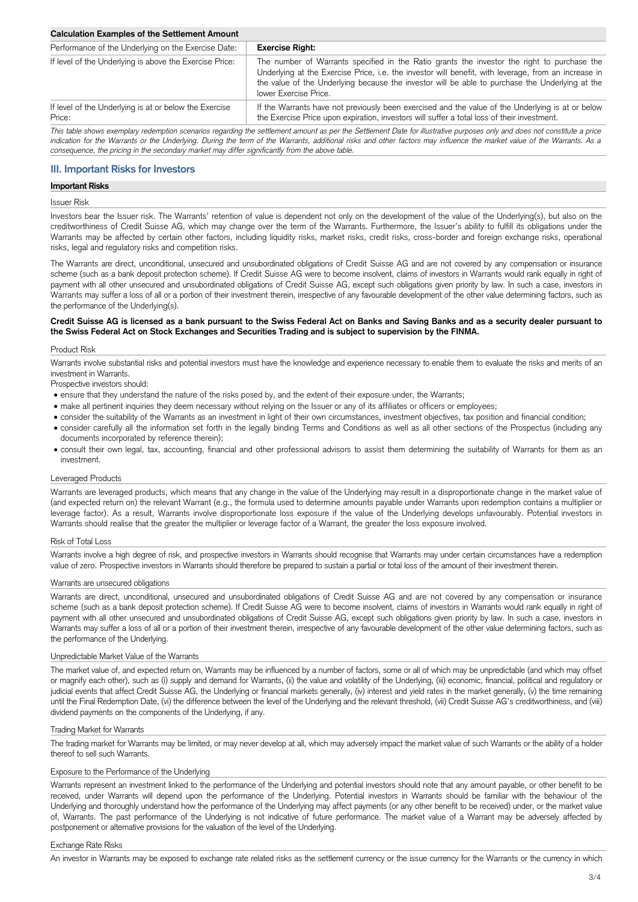**Calculation Examples of the Settlement Amount**

| Performance of the Underlying on the Exercise Date: | **Exercise Right:** |
| --- | --- |
| If level of the Underlying is above the Exercise Price: | The number of Warrants specified in the Ratio grants the investor the right to purchase the Underlying at the Exercise Price, i.e. the investor will benefit, with leverage, from an increase in the value of the Underlying because the investor will be able to purchase the Underlying at the lower Exercise Price. |
| If level of the Underlying is at or below the Exercise Price: | If the Warrants have not previously been exercised and the value of the Underlying is at or below the Exercise Price upon expiration, investors will suffer a total loss of their investment. |

*This table shows exemplary redemption scenarios regarding the settlement amount as per the Settlement Date for illustrative purposes only and does not constitute a price indication for the Warrants or the Underlying. During the term of the Warrants, additional risks and other factors may influence the market value of the Warrants. As a consequence, the pricing in the secondary market may differ significantly from the above table.*

## III. Important Risks for Investors

**Important Risks**

Issuer Risk

Investors bear the Issuer risk. The Warrants' retention of value is dependent not only on the development of the value of the Underlying(s), but also on the creditworthiness of Credit Suisse AG, which may change over the term of the Warrants. Furthermore, the Issuer's ability to fulfill its obligations under the Warrants may be affected by certain other factors, including liquidity risks, market risks, credit risks, cross-border and foreign exchange risks, operational risks, legal and regulatory risks and competition risks.

The Warrants are direct, unconditional, unsecured and unsubordinated obligations of Credit Suisse AG and are not covered by any compensation or insurance scheme (such as a bank deposit protection scheme). If Credit Suisse AG were to become insolvent, claims of investors in Warrants would rank equally in right of payment with all other unsecured and unsubordinated obligations of Credit Suisse AG, except such obligations given priority by law. In such a case, investors in Warrants may suffer a loss of all or a portion of their investment therein, irrespective of any favourable development of the other value determining factors, such as the performance of the Underlying(s).

**Credit Suisse AG is licensed as a bank pursuant to the Swiss Federal Act on Banks and Saving Banks and as a security dealer pursuant to the Swiss Federal Act on Stock Exchanges and Securities Trading and is subject to supervision by the FINMA.**

Product Risk

Warrants involve substantial risks and potential investors must have the knowledge and experience necessary to enable them to evaluate the risks and merits of an investment in Warrants.

Prospective investors should:

- ensure that they understand the nature of the risks posed by, and the extent of their exposure under, the Warrants;
- make all pertinent inquiries they deem necessary without relying on the Issuer or any of its affiliates or officers or employees;
- consider the suitability of the Warrants as an investment in light of their own circumstances, investment objectives, tax position and financial condition;
- consider carefully all the information set forth in the legally binding Terms and Conditions as well as all other sections of the Prospectus (including any documents incorporated by reference therein);
- consult their own legal, tax, accounting, financial and other professional advisors to assist them determining the suitability of Warrants for them as an investment.

Leveraged Products

Warrants are leveraged products, which means that any change in the value of the Underlying may result in a disproportionate change in the market value of (and expected return on) the relevant Warrant (e.g., the formula used to determine amounts payable under Warrants upon redemption contains a multiplier or leverage factor). As a result, Warrants involve disproportionate loss exposure if the value of the Underlying develops unfavourably. Potential investors in Warrants should realise that the greater the multiplier or leverage factor of a Warrant, the greater the loss exposure involved.

Risk of Total Loss

Warrants involve a high degree of risk, and prospective investors in Warrants should recognise that Warrants may under certain circumstances have a redemption value of zero. Prospective investors in Warrants should therefore be prepared to sustain a partial or total loss of the amount of their investment therein.

Warrants are unsecured obligations

Warrants are direct, unconditional, unsecured and unsubordinated obligations of Credit Suisse AG and are not covered by any compensation or insurance scheme (such as a bank deposit protection scheme). If Credit Suisse AG were to become insolvent, claims of investors in Warrants would rank equally in right of payment with all other unsecured and unsubordinated obligations of Credit Suisse AG, except such obligations given priority by law. In such a case, investors in Warrants may suffer a loss of all or a portion of their investment therein, irrespective of any favourable development of the other value determining factors, such as the performance of the Underlying.

Unpredictable Market Value of the Warrants

The market value of, and expected return on, Warrants may be influenced by a number of factors, some or all of which may be unpredictable (and which may offset or magnify each other), such as (i) supply and demand for Warrants, (ii) the value and volatility of the Underlying, (iii) economic, financial, political and regulatory or judicial events that affect Credit Suisse AG, the Underlying or financial markets generally, (iv) interest and yield rates in the market generally, (v) the time remaining until the Final Redemption Date, (vi) the difference between the level of the Underlying and the relevant threshold, (vii) Credit Suisse AG's creditworthiness, and (viii) dividend payments on the components of the Underlying, if any.

Trading Market for Warrants

The trading market for Warrants may be limited, or may never develop at all, which may adversely impact the market value of such Warrants or the ability of a holder thereof to sell such Warrants.

Exposure to the Performance of the Underlying

Warrants represent an investment linked to the performance of the Underlying and potential investors should note that any amount payable, or other benefit to be received, under Warrants will depend upon the performance of the Underlying. Potential investors in Warrants should be familiar with the behaviour of the Underlying and thoroughly understand how the performance of the Underlying may affect payments (or any other benefit to be received) under, or the market value of, Warrants. The past performance of the Underlying is not indicative of future performance. The market value of a Warrant may be adversely affected by postponement or alternative provisions for the valuation of the level of the Underlying.

Exchange Rate Risks

An investor in Warrants may be exposed to exchange rate related risks as the settlement currency or the issue currency for the Warrants or the currency in which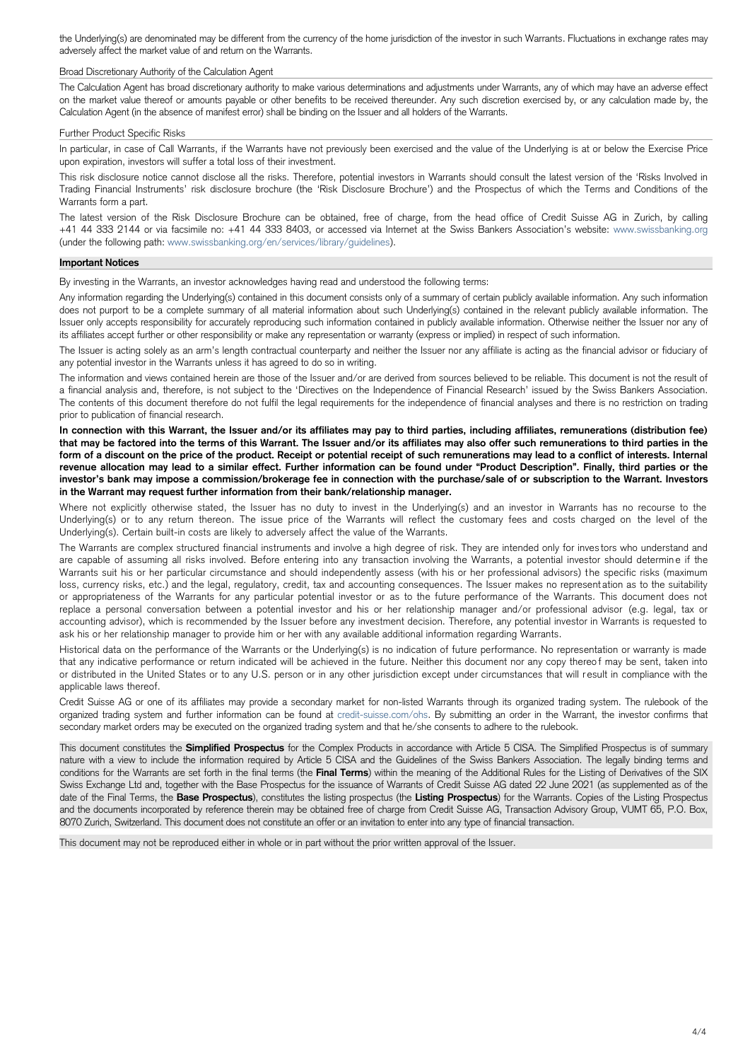the Underlying(s) are denominated may be different from the currency of the home jurisdiction of the investor in such Warrants. Fluctuations in exchange rates may adversely affect the market value of and return on the Warrants.

Broad Discretionary Authority of the Calculation Agent

The Calculation Agent has broad discretionary authority to make various determinations and adjustments under Warrants, any of which may have an adverse effect on the market value thereof or amounts payable or other benefits to be received thereunder. Any such discretion exercised by, or any calculation made by, the Calculation Agent (in the absence of manifest error) shall be binding on the Issuer and all holders of the Warrants.

Further Product Specific Risks

In particular, in case of Call Warrants, if the Warrants have not previously been exercised and the value of the Underlying is at or below the Exercise Price upon expiration, investors will suffer a total loss of their investment.

This risk disclosure notice cannot disclose all the risks. Therefore, potential investors in Warrants should consult the latest version of the 'Risks Involved in Trading Financial Instruments' risk disclosure brochure (the 'Risk Disclosure Brochure') and the Prospectus of which the Terms and Conditions of the Warrants form a part.

The latest version of the Risk Disclosure Brochure can be obtained, free of charge, from the head office of Credit Suisse AG in Zurich, by calling +41 44 333 2144 or via facsimile no: +41 44 333 8403, or accessed via Internet at the Swiss Bankers Association's website: www.swissbanking.org (under the following path: www.swissbanking.org/en/services/library/guidelines).

## Important Notices

By investing in the Warrants, an investor acknowledges having read and understood the following terms:

Any information regarding the Underlying(s) contained in this document consists only of a summary of certain publicly available information. Any such information does not purport to be a complete summary of all material information about such Underlying(s) contained in the relevant publicly available information. The Issuer only accepts responsibility for accurately reproducing such information contained in publicly available information. Otherwise neither the Issuer nor any of its affiliates accept further or other responsibility or make any representation or warranty (express or implied) in respect of such information.

The Issuer is acting solely as an arm's length contractual counterparty and neither the Issuer nor any affiliate is acting as the financial advisor or fiduciary of any potential investor in the Warrants unless it has agreed to do so in writing.

The information and views contained herein are those of the Issuer and/or are derived from sources believed to be reliable. This document is not the result of a financial analysis and, therefore, is not subject to the 'Directives on the Independence of Financial Research' issued by the Swiss Bankers Association. The contents of this document therefore do not fulfil the legal requirements for the independence of financial analyses and there is no restriction on trading prior to publication of financial research.

**In connection with this Warrant, the Issuer and/or its affiliates may pay to third parties, including affiliates, remunerations (distribution fee) that may be factored into the terms of this Warrant. The Issuer and/or its affiliates may also offer such remunerations to third parties in the form of a discount on the price of the product. Receipt or potential receipt of such remunerations may lead to a conflict of interests. Internal revenue allocation may lead to a similar effect. Further information can be found under "Product Description". Finally, third parties or the investor's bank may impose a commission/brokerage fee in connection with the purchase/sale of or subscription to the Warrant. Investors in the Warrant may request further information from their bank/relationship manager.**

Where not explicitly otherwise stated, the Issuer has no duty to invest in the Underlying(s) and an investor in Warrants has no recourse to the Underlying(s) or to any return thereon. The issue price of the Warrants will reflect the customary fees and costs charged on the level of the Underlying(s). Certain built-in costs are likely to adversely affect the value of the Warrants.

The Warrants are complex structured financial instruments and involve a high degree of risk. They are intended only for investors who understand and are capable of assuming all risks involved. Before entering into any transaction involving the Warrants, a potential investor should determine if the Warrants suit his or her particular circumstance and should independently assess (with his or her professional advisors) the specific risks (maximum loss, currency risks, etc.) and the legal, regulatory, credit, tax and accounting consequences. The Issuer makes no representation as to the suitability or appropriateness of the Warrants for any particular potential investor or as to the future performance of the Warrants. This document does not replace a personal conversation between a potential investor and his or her relationship manager and/or professional advisor (e.g. legal, tax or accounting advisor), which is recommended by the Issuer before any investment decision. Therefore, any potential investor in Warrants is requested to ask his or her relationship manager to provide him or her with any available additional information regarding Warrants.

Historical data on the performance of the Warrants or the Underlying(s) is no indication of future performance. No representation or warranty is made that any indicative performance or return indicated will be achieved in the future. Neither this document nor any copy thereof may be sent, taken into or distributed in the United States or to any U.S. person or in any other jurisdiction except under circumstances that will result in compliance with the applicable laws thereof.

Credit Suisse AG or one of its affiliates may provide a secondary market for non-listed Warrants through its organized trading system. The rulebook of the organized trading system and further information can be found at credit-suisse.com/ohs. By submitting an order in the Warrant, the investor confirms that secondary market orders may be executed on the organized trading system and that he/she consents to adhere to the rulebook.

This document constitutes the **Simplified Prospectus** for the Complex Products in accordance with Article 5 CISA. The Simplified Prospectus is of summary nature with a view to include the information required by Article 5 CISA and the Guidelines of the Swiss Bankers Association. The legally binding terms and conditions for the Warrants are set forth in the final terms (the **Final Terms**) within the meaning of the Additional Rules for the Listing of Derivatives of the SIX Swiss Exchange Ltd and, together with the Base Prospectus for the issuance of Warrants of Credit Suisse AG dated 22 June 2021 (as supplemented as of the date of the Final Terms, the **Base Prospectus**), constitutes the listing prospectus (the **Listing Prospectus**) for the Warrants. Copies of the Listing Prospectus and the documents incorporated by reference therein may be obtained free of charge from Credit Suisse AG, Transaction Advisory Group, VUMT 65, P.O. Box, 8070 Zurich, Switzerland. This document does not constitute an offer or an invitation to enter into any type of financial transaction.

This document may not be reproduced either in whole or in part without the prior written approval of the Issuer.